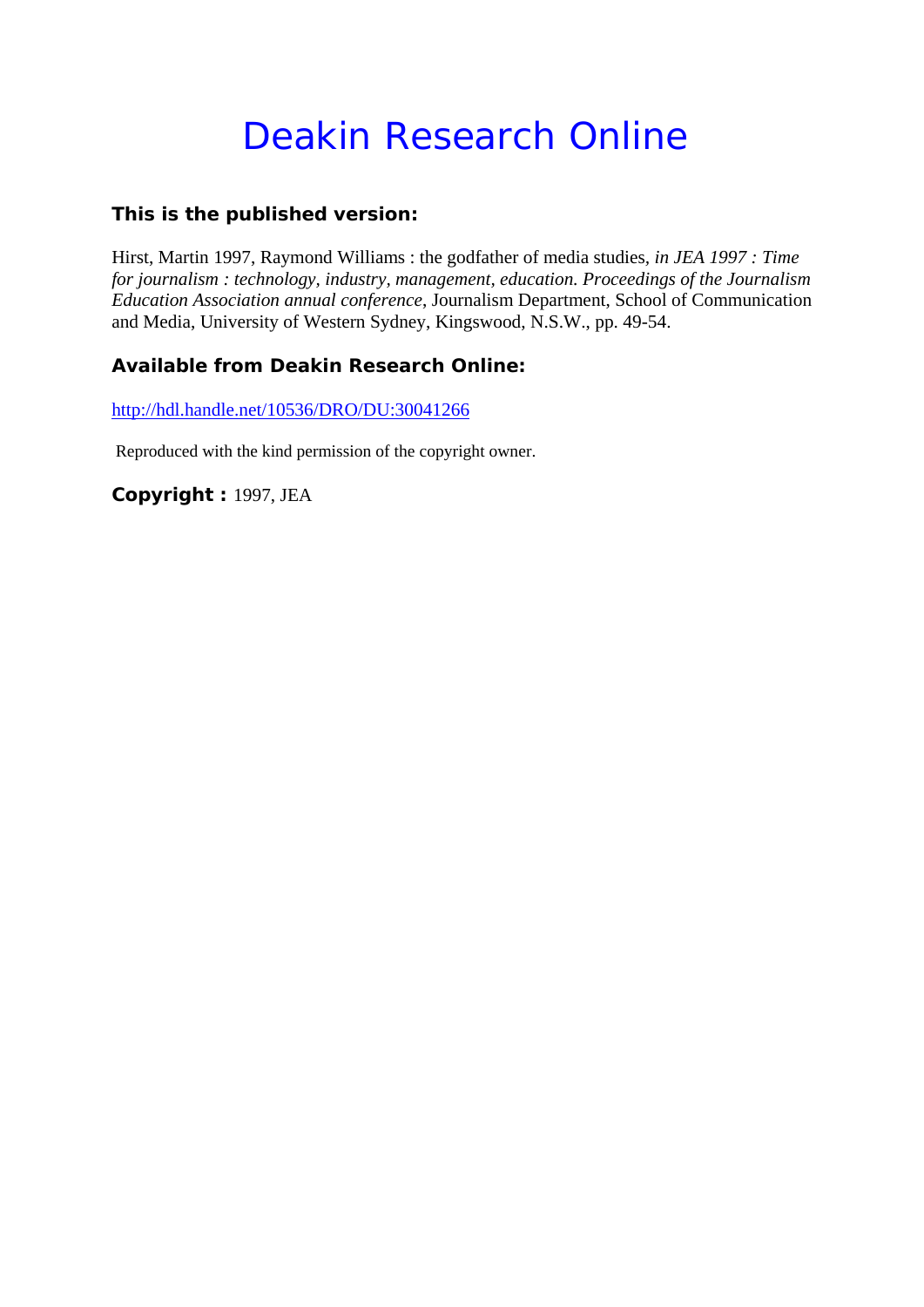# Deakin Research Online

### This is the published version:

Hirst, Martin 1997, Raymond Williams : the godfather of media studies, *in JEA 1997 : Time for journalism : technology, industry, management, education. Proceedings of the Journalism Education Association annual conference*, Journalism Department, School of Communication and Media, University of Western Sydney, Kingswood, N.S.W., pp. 49-54.

### Available from Deakin Research Online:

http://hdl.handle.net/10536/DRO/DU:30041266

Reproduced with the kind permission of the copyright owner.

**Copyright :** 1997, JEA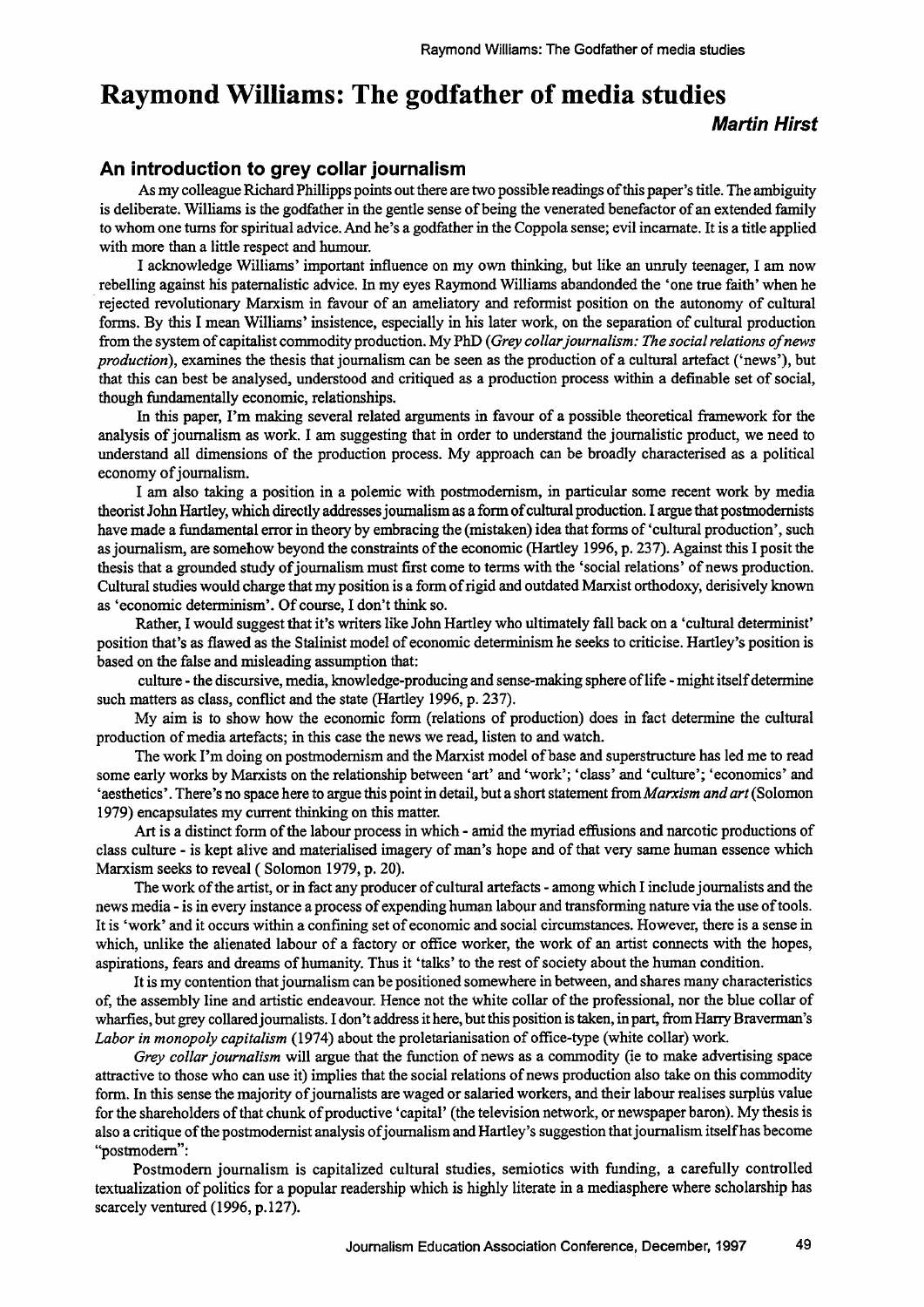# Raymond Williams: The godfather of media studies

***Martin Hirst***

## An introduction to grey collar journalism

As my colleague Richard Phillipps points out there are two possible readings of this paper's title. The ambiguity is deliberate. Williams is the godfather in the gentle sense of being the venerated benefactor of an extended family to whom one turns for spiritual advice. And he's a godfather in the Coppola sense; evil incarnate. It is a title applied with more than a little respect and humour.

I acknowledge Williams' important influence on my own thinking, but like an unruly teenager, I am now rebelling against his paternalistic advice. In my eyes Raymond Williams abandonded the 'one true faith' when he rejected revolutionary Marxism in favour of an ameliatory and reformist position on the autonomy of cultural forms. By this I mean Williams' insistence, especially in his later work, on the separation of cultural production from the system of capitalist commodity production. My PhD (*Grey collar journalism: The social relations of news production*), examines the thesis that journalism can be seen as the production of a cultural artefact ('news'), but that this can best be analysed, understood and critiqued as a production process within a definable set of social, though fundamentally economic, relationships.

In this paper, I'm making several related arguments in favour of a possible theoretical framework for the analysis of journalism as work. I am suggesting that in order to understand the journalistic product, we need to understand all dimensions of the production process. My approach can be broadly characterised as a political economy of journalism.

I am also taking a position in a polemic with postmodernism, in particular some recent work by media theorist John Hartley, which directly addresses journalism as a form of cultural production. I argue that postmodernists have made a fundamental error in theory by embracing the (mistaken) idea that forms of 'cultural production', such as journalism, are somehow beyond the constraints of the economic (Hartley 1996, p. 237). Against this I posit the thesis that a grounded study of journalism must first come to terms with the 'social relations' of news production. Cultural studies would charge that my position is a form of rigid and outdated Marxist orthodoxy, derisively known as 'economic determinism'. Of course, I don't think so.

Rather, I would suggest that it's writers like John Hartley who ultimately fall back on a 'cultural determinist' position that's as flawed as the Stalinist model of economic determinism he seeks to criticise. Hartley's position is based on the false and misleading assumption that:

culture - the discursive, media, knowledge-producing and sense-making sphere of life - might itself determine such matters as class, conflict and the state (Hartley 1996, p. 237).

My aim is to show how the economic form (relations of production) does in fact determine the cultural production of media artefacts; in this case the news we read, listen to and watch.

The work I'm doing on postmodernism and the Marxist model of base and superstructure has led me to read some early works by Marxists on the relationship between 'art' and 'work'; 'class' and 'culture'; 'economics' and 'aesthetics'. There's no space here to argue this point in detail, but a short statement from *Marxism and art* (Solomon 1979) encapsulates my current thinking on this matter.

Art is a distinct form of the labour process in which - amid the myriad effusions and narcotic productions of class culture - is kept alive and materialised imagery of man's hope and of that very same human essence which Marxism seeks to reveal ( Solomon 1979, p. 20).

The work of the artist, or in fact any producer of cultural artefacts - among which I include journalists and the news media - is in every instance a process of expending human labour and transforming nature via the use of tools. It is 'work' and it occurs within a confining set of economic and social circumstances. However, there is a sense in which, unlike the alienated labour of a factory or office worker, the work of an artist connects with the hopes, aspirations, fears and dreams of humanity. Thus it 'talks' to the rest of society about the human condition.

It is my contention that journalism can be positioned somewhere in between, and shares many characteristics of, the assembly line and artistic endeavour. Hence not the white collar of the professional, nor the blue collar of wharfies, but grey collared journalists. I don't address it here, but this position is taken, in part, from Harry Braverman's *Labor in monopoly capitalism* (1974) about the proletarianisation of office-type (white collar) work.

*Grey collar journalism* will argue that the function of news as a commodity (ie to make advertising space attractive to those who can use it) implies that the social relations of news production also take on this commodity form. In this sense the majority of journalists are waged or salaried workers, and their labour realises surplus value for the shareholders of that chunk of productive 'capital' (the television network, or newspaper baron). My thesis is also a critique of the postmodernist analysis of journalism and Hartley's suggestion that journalism itself has become "postmodern":

Postmodern journalism is capitalized cultural studies, semiotics with funding, a carefully controlled textualization of politics for a popular readership which is highly literate in a mediasphere where scholarship has scarcely ventured (1996, p.127).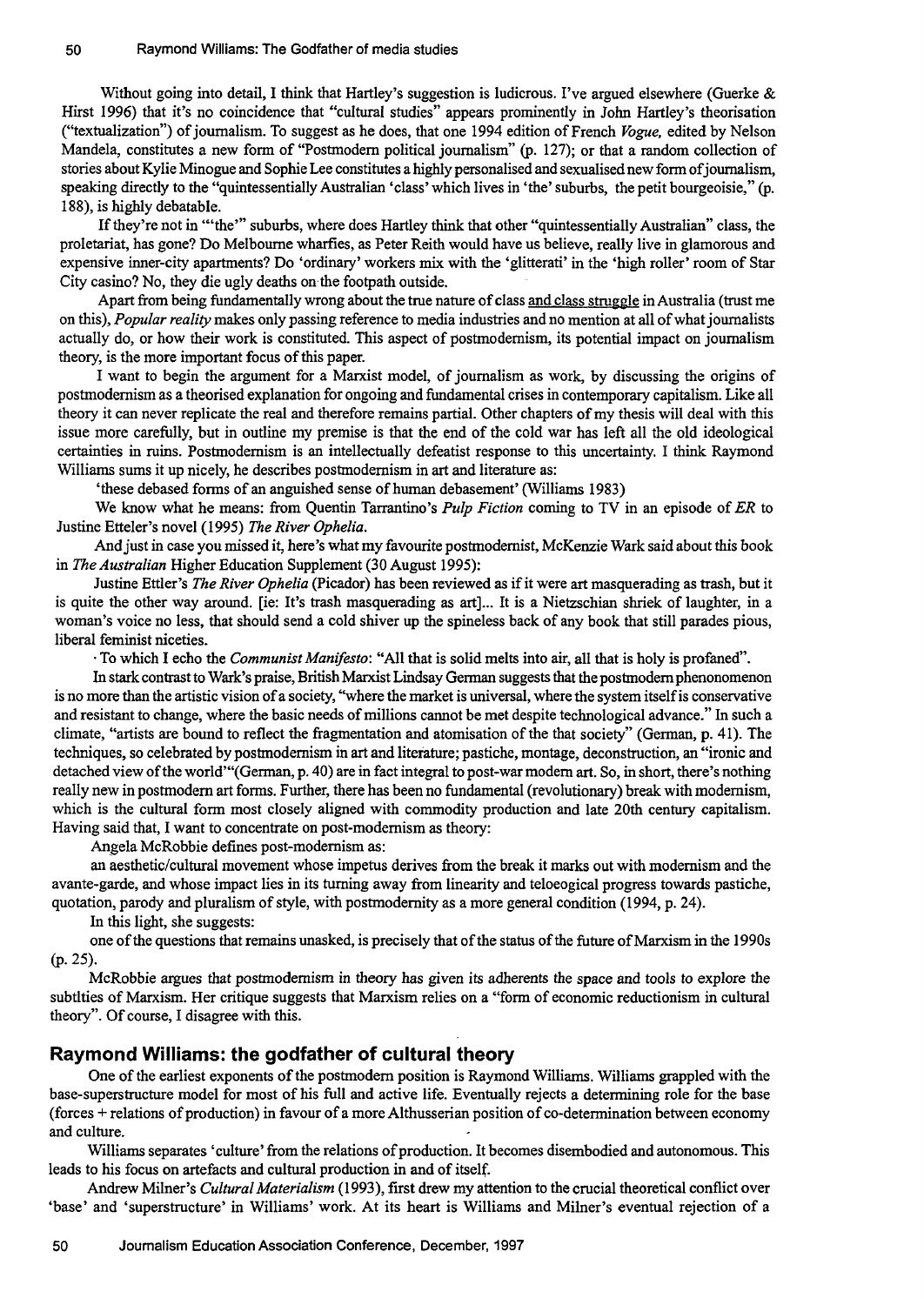Without going into detail, I think that Hartley's suggestion is ludicrous. I've argued elsewhere (Guerke & Hirst 1996) that it's no coincidence that "cultural studies" appears prominently in John Hartley's theorisation ("textualization") of journalism. To suggest as he does, that one 1994 edition of French *Vogue*, edited by Nelson Mandela, constitutes a new form of "Postmodern political journalism" (p. 127); or that a random collection of stories about Kylie Minogue and Sophie Lee constitutes a highly personalised and sexualised new form of journalism, speaking directly to the "quintessentially Australian 'class' which lives in 'the' suburbs, the petit bourgeoisie," (p. 188), is highly debatable.

If they're not in "'the'" suburbs, where does Hartley think that other "quintessentially Australian" class, the proletariat, has gone? Do Melbourne wharfies, as Peter Reith would have us believe, really live in glamorous and expensive inner-city apartments? Do 'ordinary' workers mix with the 'glitterati' in the 'high roller' room of Star City casino? No, they die ugly deaths on the footpath outside.

Apart from being fundamentally wrong about the true nature of class and class struggle in Australia (trust me on this), *Popular reality* makes only passing reference to media industries and no mention at all of what journalists actually do, or how their work is constituted. This aspect of postmodernism, its potential impact on journalism theory, is the more important focus of this paper.

I want to begin the argument for a Marxist model, of journalism as work, by discussing the origins of postmodernism as a theorised explanation for ongoing and fundamental crises in contemporary capitalism. Like all theory it can never replicate the real and therefore remains partial. Other chapters of my thesis will deal with this issue more carefully, but in outline my premise is that the end of the cold war has left all the old ideological certainties in ruins. Postmodernism is an intellectually defeatist response to this uncertainty. I think Raymond Williams sums it up nicely, he describes postmodernism in art and literature as:

'these debased forms of an anguished sense of human debasement' (Williams 1983)

We know what he means: from Quentin Tarrantino's *Pulp Fiction* coming to TV in an episode of *ER* to Justine Etteler's novel (1995) *The River Ophelia.*

And just in case you missed it, here's what my favourite postmodernist, McKenzie Wark said about this book in *The Australian* Higher Education Supplement (30 August 1995):

Justine Ettler's *The River Ophelia* (Picador) has been reviewed as if it were art masquerading as trash, but it is quite the other way around. [ie: It's trash masquerading as art]... It is a Nietzschian shriek of laughter, in a woman's voice no less, that should send a cold shiver up the spineless back of any book that still parades pious, liberal feminist niceties.

To which I echo the *Communist Manifesto*: "All that is solid melts into air, all that is holy is profaned".

In stark contrast to Wark's praise, British Marxist Lindsay German suggests that the postmodern phenonomenon is no more than the artistic vision of a society, "where the market is universal, where the system itself is conservative and resistant to change, where the basic needs of millions cannot be met despite technological advance." In such a climate, "artists are bound to reflect the fragmentation and atomisation of the that society" (German, p. 41). The techniques, so celebrated by postmodernism in art and literature; pastiche, montage, deconstruction, an "ironic and detached view of the world'"(German, p. 40) are in fact integral to post-war modern art. So, in short, there's nothing really new in postmodern art forms. Further, there has been no fundamental (revolutionary) break with modernism, which is the cultural form most closely aligned with commodity production and late 20th century capitalism. Having said that, I want to concentrate on post-modernism as theory:

Angela McRobbie defines post-modernism as:

an aesthetic/cultural movement whose impetus derives from the break it marks out with modernism and the avante-garde, and whose impact lies in its turning away from linearity and teloeogical progress towards pastiche, quotation, parody and pluralism of style, with postmodernity as a more general condition (1994, p. 24).

In this light, she suggests:

one of the questions that remains unasked, is precisely that of the status of the future of Marxism in the 1990s (p. 25).

McRobbie argues that postmodernism in theory has given its adherents the space and tools to explore the subtlties of Marxism. Her critique suggests that Marxism relies on a "form of economic reductionism in cultural theory". Of course, I disagree with this.

## Raymond Williams: the godfather of cultural theory

One of the earliest exponents of the postmodern position is Raymond Williams. Williams grappled with the base-superstructure model for most of his full and active life. Eventually rejects a determining role for the base (forces + relations of production) in favour of a more Althusserian position of co-determination between economy and culture.

Williams separates 'culture' from the relations of production. It becomes disembodied and autonomous. This leads to his focus on artefacts and cultural production in and of itself.

Andrew Milner's *Cultural Materialism* (1993), first drew my attention to the crucial theoretical conflict over 'base' and 'superstructure' in Williams' work. At its heart is Williams and Milner's eventual rejection of a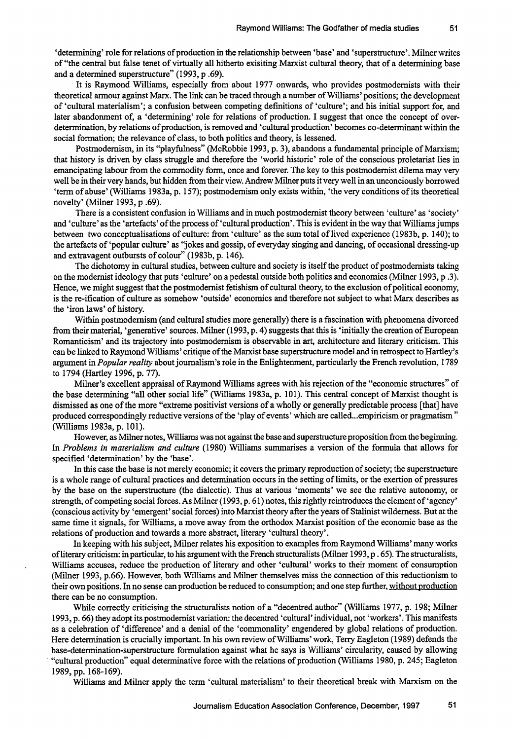'determining' role for relations of production in the relationship between 'base' and 'superstructure'. Milner writes of "the central but false tenet of virtually all hitherto exisiting Marxist cultural theory, that of a determining base and a determined superstructure" (1993, p .69).

It is Raymond Williams, especially from about 1977 onwards, who provides postmodernists with their theoretical armour against Marx. The link can be traced through a number of Williams' positions; the development of 'cultural materialism'; a confusion between competing definitions of 'culture'; and his initial support for, and later abandonment of, a 'determining' role for relations of production. I suggest that once the concept of over-determination, by relations of production, is removed and 'cultural production' becomes co-determinant within the social formation; the relevance of class, to both politics and theory, is lessened.

Postmodernism, in its "playfulness" (McRobbie 1993, p. 3), abandons a fundamental principle of Marxism; that history is driven by class struggle and therefore the 'world historic' role of the conscious proletariat lies in emancipating labour from the commodity form, once and forever. The key to this postmodernist dilema may very well be in their very hands, but hidden from their view. Andrew Milner puts it very well in an unconciously borrowed 'term of abuse' (Williams 1983a, p. 157); postmodernism only exists within, 'the very conditions of its theoretical novelty' (Milner 1993, p .69).

There is a consistent confusion in Williams and in much postmodernist theory between 'culture' as 'society' and 'culture' as the 'artefacts' of the process of 'cultural production'. This is evident in the way that Williams jumps between two conceptualisations of culture: from 'culture' as the sum total of lived experience (1983b, p. 140); to the artefacts of 'popular culture' as "jokes and gossip, of everyday singing and dancing, of occasional dressing-up and extravagent outbursts of colour" (1983b, p. 146).

The dichotomy in cultural studies, between culture and society is itself the product of postmodernists taking on the modernist ideology that puts 'culture' on a pedestal outside both politics and economics (Milner 1993, p .3). Hence, we might suggest that the postmodernist fetishism of cultural theory, to the exclusion of political economy, is the re-ification of culture as somehow 'outside' economics and therefore not subject to what Marx describes as the 'iron laws' of history.

Within postmodernism (and cultural studies more generally) there is a fascination with phenomena divorced from their material, 'generative' sources. Milner (1993, p. 4) suggests that this is 'initially the creation of European Romanticism' and its trajectory into postmodernism is observable in art, architecture and literary criticism. This can be linked to Raymond Williams' critique of the Marxist base superstructure model and in retrospect to Hartley's argument in *Popular reality* about journalism's role in the Enlightenment, particularly the French revolution, 1789 to 1794 (Hartley 1996, p. 77).

Milner's excellent appraisal of Raymond Williams agrees with his rejection of the "economic structures" of the base determining "all other social life" (Williams 1983a, p. 101). This central concept of Marxist thought is dismissed as one of the more "extreme positivist versions of a wholly or generally predictable process [that] have produced correspondingly reductive versions of the 'play of events' which are called...empiricism or pragmatism " (Williams 1983a, p. 101).

However, as Milner notes, Williams was not against the base and superstructure proposition from the beginning. In *Problems in materialism and culture* (1980) Williams summarises a version of the formula that allows for specified 'determination' by the 'base'.

In this case the base is not merely economic; it covers the primary reproduction of society; the superstructure is a whole range of cultural practices and determination occurs in the setting of limits, or the exertion of pressures by the base on the superstructure (the dialectic). Thus at various 'moments' we see the relative autonomy, or strength, of competing social forces. As Milner (1993, p. 61) notes, this rightly reintroduces the element of 'agency' (conscious activity by 'emergent' social forces) into Marxist theory after the years of Stalinist wilderness. But at the same time it signals, for Williams, a move away from the orthodox Marxist position of the economic base as the relations of production and towards a more abstract, literary 'cultural theory'.

In keeping with his subject, Milner relates his exposition to examples from Raymond Williams' many works of literary criticism: in particular, to his argument with the French structuralists (Milner 1993, p . 65). The structuralists, Williams accuses, reduce the production of literary and other 'cultural' works to their moment of consumption (Milner 1993, p.66). However, both Williams and Milner themselves miss the connection of this reductionism to their own positions. In no sense can production be reduced to consumption; and one step further, without production there can be no consumption.

While correctly criticising the structuralists notion of a "decentred author" (Williams 1977, p. 198; Milner 1993, p. 66) they adopt its postmodernist variation: the decentred 'cultural' individual, not 'workers'. This manifests as a celebration of 'difference' and a denial of the 'commonality' engendered by global relations of production. Here determination is crucially important. In his own review of Williams' work, Terry Eagleton (1989) defends the base-determination-superstructure formulation against what he says is Williams' circularity, caused by allowing "cultural production" equal determinative force with the relations of production (Williams 1980, p. 245; Eagleton 1989, pp. 168-169).

Williams and Milner apply the term 'cultural materialism' to their theoretical break with Marxism on the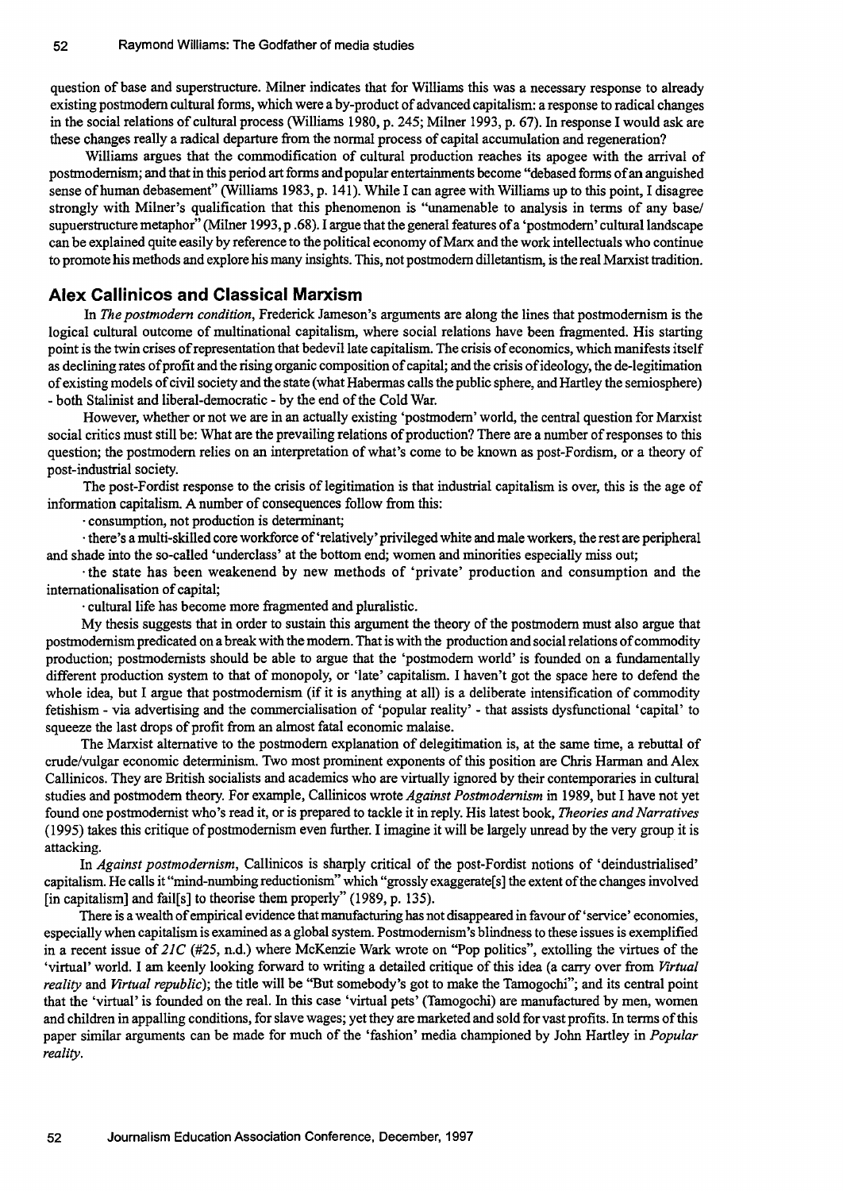question of base and superstructure. Milner indicates that for Williams this was a necessary response to already existing postmodern cultural forms, which were a by-product of advanced capitalism: a response to radical changes in the social relations of cultural process (Williams 1980, p. 245; Milner 1993, p. 67). In response I would ask are these changes really a radical departure from the normal process of capital accumulation and regeneration?

Williams argues that the commodification of cultural production reaches its apogee with the arrival of postmodernism; and that in this period art forms and popular entertainments become "debased forms of an anguished sense of human debasement" (Williams 1983, p. 141). While I can agree with Williams up to this point, I disagree strongly with Milner's qualification that this phenomenon is "unamenable to analysis in terms of any base/ supuerstructure metaphor" (Milner 1993, p .68). I argue that the general features of a 'postmodern' cultural landscape can be explained quite easily by reference to the political economy of Marx and the work intellectuals who continue to promote his methods and explore his many insights. This, not postmodern dilletantism, is the real Marxist tradition.

## Alex Callinicos and Classical Marxism

In *The postmodern condition*, Frederick Jameson's arguments are along the lines that postmodernism is the logical cultural outcome of multinational capitalism, where social relations have been fragmented. His starting point is the twin crises of representation that bedevil late capitalism. The crisis of economics, which manifests itself as declining rates of profit and the rising organic composition of capital; and the crisis of ideology, the de-legitimation of existing models of civil society and the state (what Habermas calls the public sphere, and Hartley the semiosphere) - both Stalinist and liberal-democratic - by the end of the Cold War.

However, whether or not we are in an actually existing 'postmodern' world, the central question for Marxist social critics must still be: What are the prevailing relations of production? There are a number of responses to this question; the postmodern relies on an interpretation of what's come to be known as post-Fordism, or a theory of post-industrial society.

The post-Fordist response to the crisis of legitimation is that industrial capitalism is over, this is the age of information capitalism. A number of consequences follow from this:

- consumption, not production is determinant;
- there's a multi-skilled core workforce of 'relatively' privileged white and male workers, the rest are peripheral and shade into the so-called 'underclass' at the bottom end; women and minorities especially miss out;
- the state has been weakenend by new methods of 'private' production and consumption and the internationalisation of capital;
- cultural life has become more fragmented and pluralistic.

My thesis suggests that in order to sustain this argument the theory of the postmodern must also argue that postmodernism predicated on a break with the modern. That is with the production and social relations of commodity production; postmodernists should be able to argue that the 'postmodern world' is founded on a fundamentally different production system to that of monopoly, or 'late' capitalism. I haven't got the space here to defend the whole idea, but I argue that postmodernism (if it is anything at all) is a deliberate intensification of commodity fetishism - via advertising and the commercialisation of 'popular reality' - that assists dysfunctional 'capital' to squeeze the last drops of profit from an almost fatal economic malaise.

The Marxist alternative to the postmodern explanation of delegitimation is, at the same time, a rebuttal of crude/vulgar economic determinism. Two most prominent exponents of this position are Chris Harman and Alex Callinicos. They are British socialists and academics who are virtually ignored by their contemporaries in cultural studies and postmodern theory. For example, Callinicos wrote *Against Postmodernism* in 1989, but I have not yet found one postmodernist who's read it, or is prepared to tackle it in reply. His latest book, *Theories and Narratives* (1995) takes this critique of postmodernism even further. I imagine it will be largely unread by the very group it is attacking.

In *Against postmodernism*, Callinicos is sharply critical of the post-Fordist notions of 'deindustrialised' capitalism. He calls it "mind-numbing reductionism" which "grossly exaggerate[s] the extent of the changes involved [in capitalism] and fail[s] to theorise them properly" (1989, p. 135).

There is a wealth of empirical evidence that manufacturing has not disappeared in favour of 'service' economies, especially when capitalism is examined as a global system. Postmodernism's blindness to these issues is exemplified in a recent issue of *21C* (#25, n.d.) where McKenzie Wark wrote on "Pop politics", extolling the virtues of the 'virtual' world. I am keenly looking forward to writing a detailed critique of this idea (a carry over from *Virtual reality* and *Virtual republic*); the title will be "But somebody's got to make the Tamogochi"; and its central point that the 'virtual' is founded on the real. In this case 'virtual pets' (Tamogochi) are manufactured by men, women and children in appalling conditions, for slave wages; yet they are marketed and sold for vast profits. In terms of this paper similar arguments can be made for much of the 'fashion' media championed by John Hartley in *Popular reality*.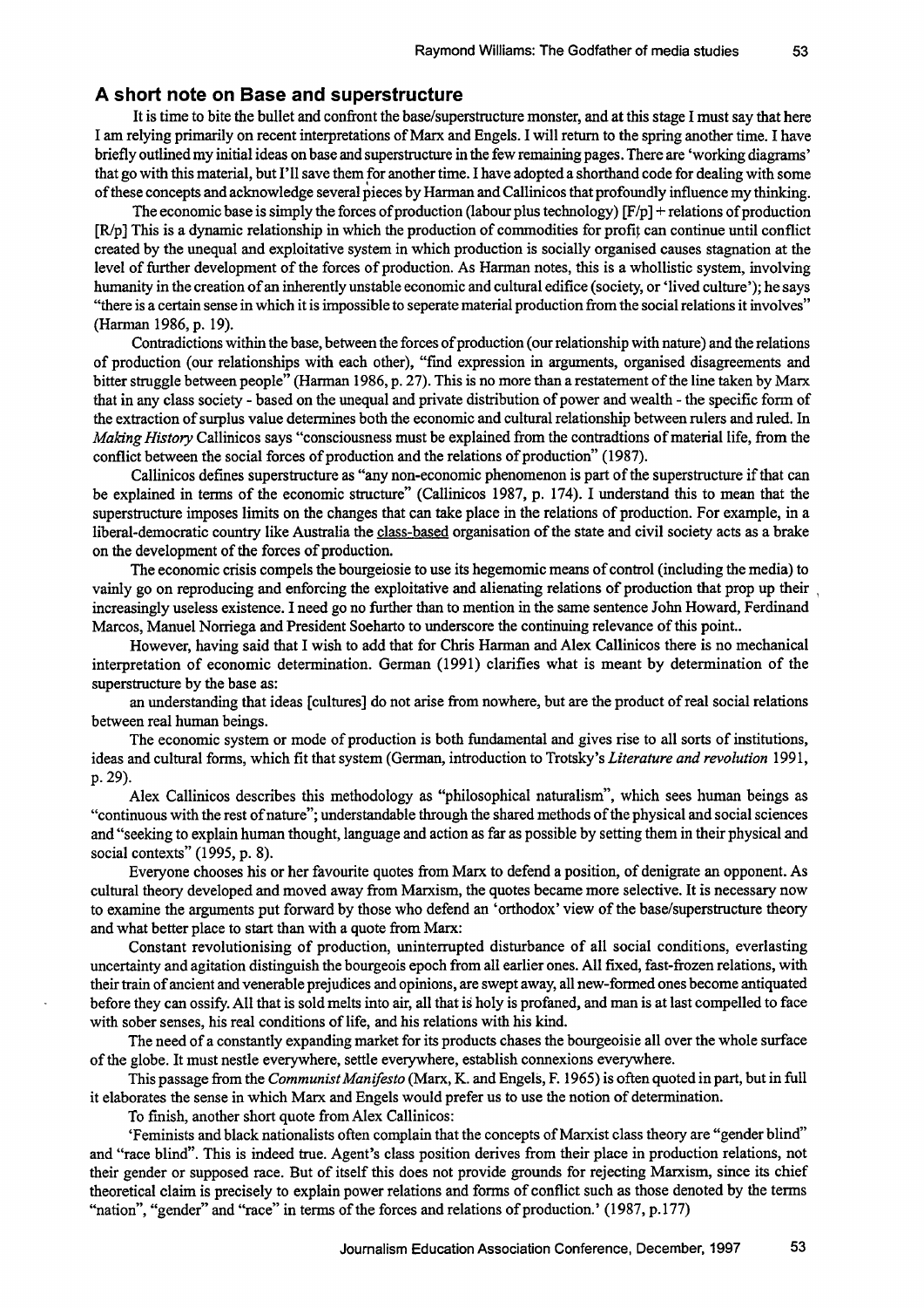## A short note on Base and superstructure

It is time to bite the bullet and confront the base/superstructure monster, and at this stage I must say that here I am relying primarily on recent interpretations of Marx and Engels. I will return to the spring another time. I have briefly outlined my initial ideas on base and superstructure in the few remaining pages. There are 'working diagrams' that go with this material, but I'll save them for another time. I have adopted a shorthand code for dealing with some of these concepts and acknowledge several pieces by Harman and Callinicos that profoundly influence my thinking.

The economic base is simply the forces of production (labour plus technology) [F/p] + relations of production [R/p] This is a dynamic relationship in which the production of commodities for profit can continue until conflict created by the unequal and exploitative system in which production is socially organised causes stagnation at the level of further development of the forces of production. As Harman notes, this is a whollistic system, involving humanity in the creation of an inherently unstable economic and cultural edifice (society, or 'lived culture'); he says "there is a certain sense in which it is impossible to seperate material production from the social relations it involves" (Harman 1986, p. 19).

Contradictions within the base, between the forces of production (our relationship with nature) and the relations of production (our relationships with each other), "find expression in arguments, organised disagreements and bitter struggle between people" (Harman 1986, p. 27). This is no more than a restatement of the line taken by Marx that in any class society - based on the unequal and private distribution of power and wealth - the specific form of the extraction of surplus value determines both the economic and cultural relationship between rulers and ruled. In *Making History* Callinicos says "consciousness must be explained from the contradtions of material life, from the conflict between the social forces of production and the relations of production" (1987).

Callinicos defines superstructure as "any non-economic phenomenon is part of the superstructure if that can be explained in terms of the economic structure" (Callinicos 1987, p. 174). I understand this to mean that the superstructure imposes limits on the changes that can take place in the relations of production. For example, in a liberal-democratic country like Australia the class-based organisation of the state and civil society acts as a brake on the development of the forces of production.

The economic crisis compels the bourgeiosie to use its hegemomic means of control (including the media) to vainly go on reproducing and enforcing the exploitative and alienating relations of production that prop up their increasingly useless existence. I need go no further than to mention in the same sentence John Howard, Ferdinand Marcos, Manuel Norriega and President Soeharto to underscore the continuing relevance of this point..

However, having said that I wish to add that for Chris Harman and Alex Callinicos there is no mechanical interpretation of economic determination. German (1991) clarifies what is meant by determination of the superstructure by the base as:

an understanding that ideas [cultures] do not arise from nowhere, but are the product of real social relations between real human beings.

The economic system or mode of production is both fundamental and gives rise to all sorts of institutions, ideas and cultural forms, which fit that system (German, introduction to Trotsky's *Literature and revolution* 1991, p. 29).

Alex Callinicos describes this methodology as "philosophical naturalism", which sees human beings as "continuous with the rest of nature"; understandable through the shared methods of the physical and social sciences and "seeking to explain human thought, language and action as far as possible by setting them in their physical and social contexts" (1995, p. 8).

Everyone chooses his or her favourite quotes from Marx to defend a position, of denigrate an opponent. As cultural theory developed and moved away from Marxism, the quotes became more selective. It is necessary now to examine the arguments put forward by those who defend an 'orthodox' view of the base/superstructure theory and what better place to start than with a quote from Marx:

Constant revolutionising of production, uninterrupted disturbance of all social conditions, everlasting uncertainty and agitation distinguish the bourgeois epoch from all earlier ones. All fixed, fast-frozen relations, with their train of ancient and venerable prejudices and opinions, are swept away, all new-formed ones become antiquated before they can ossify. All that is sold melts into air, all that is holy is profaned, and man is at last compelled to face with sober senses, his real conditions of life, and his relations with his kind.

The need of a constantly expanding market for its products chases the bourgeoisie all over the whole surface of the globe. It must nestle everywhere, settle everywhere, establish connexions everywhere.

This passage from the *Communist Manifesto* (Marx, K. and Engels, F. 1965) is often quoted in part, but in full it elaborates the sense in which Marx and Engels would prefer us to use the notion of determination.

To finish, another short quote from Alex Callinicos:

'Feminists and black nationalists often complain that the concepts of Marxist class theory are "gender blind" and "race blind". This is indeed true. Agent's class position derives from their place in production relations, not their gender or supposed race. But of itself this does not provide grounds for rejecting Marxism, since its chief theoretical claim is precisely to explain power relations and forms of conflict such as those denoted by the terms "nation", "gender" and "race" in terms of the forces and relations of production.' (1987, p.177)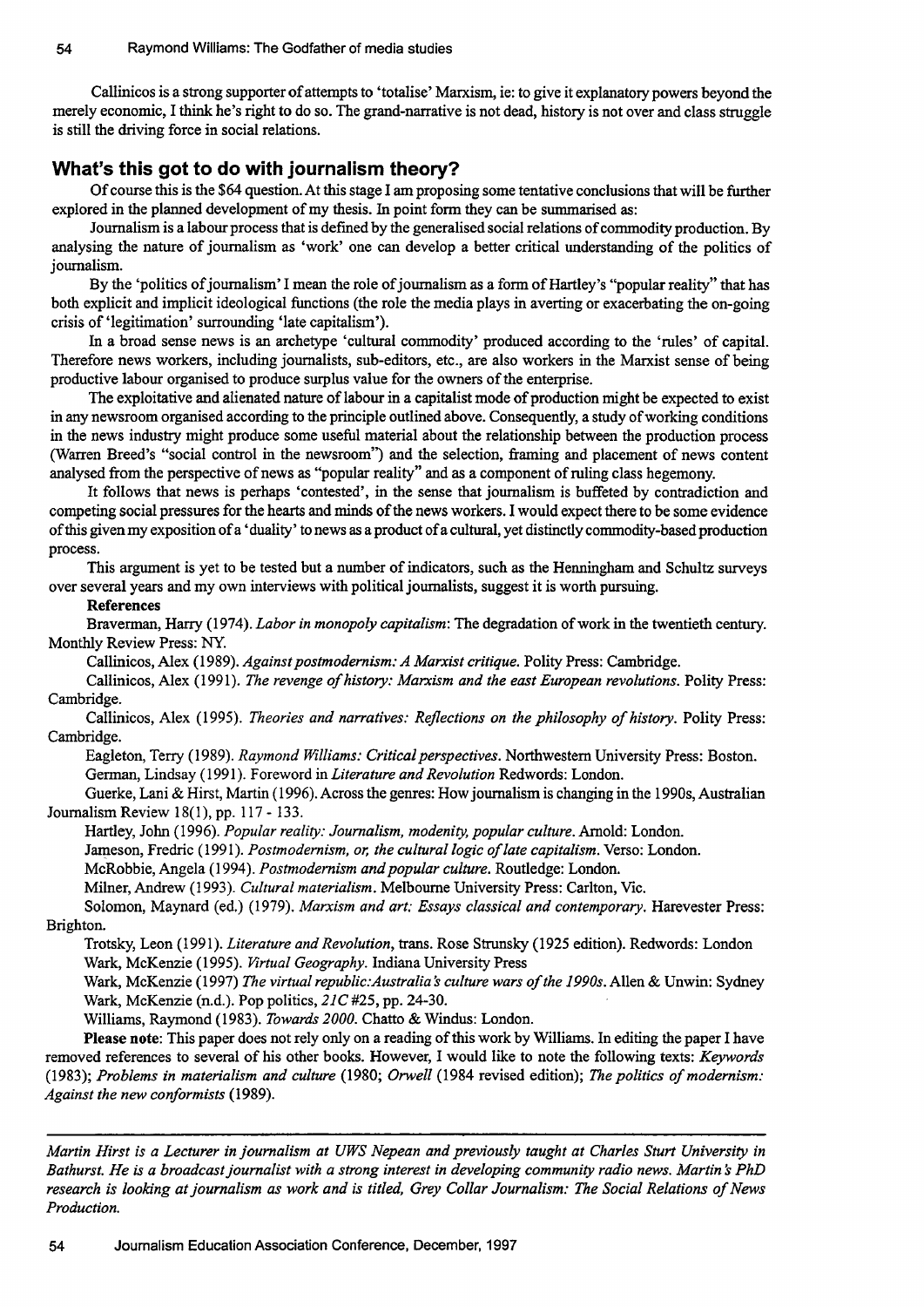Callinicos is a strong supporter of attempts to 'totalise' Marxism, ie: to give it explanatory powers beyond the merely economic, I think he's right to do so. The grand-narrative is not dead, history is not over and class struggle is still the driving force in social relations.

## What's this got to do with journalism theory?

Of course this is the $64 question. At this stage I am proposing some tentative conclusions that will be further explored in the planned development of my thesis. In point form they can be summarised as:

Journalism is a labour process that is defined by the generalised social relations of commodity production. By analysing the nature of journalism as 'work' one can develop a better critical understanding of the politics of journalism.

By the 'politics of journalism' I mean the role of journalism as a form of Hartley's "popular reality" that has both explicit and implicit ideological functions (the role the media plays in averting or exacerbating the on-going crisis of 'legitimation' surrounding 'late capitalism').

In a broad sense news is an archetype 'cultural commodity' produced according to the 'rules' of capital. Therefore news workers, including journalists, sub-editors, etc., are also workers in the Marxist sense of being productive labour organised to produce surplus value for the owners of the enterprise.

The exploitative and alienated nature of labour in a capitalist mode of production might be expected to exist in any newsroom organised according to the principle outlined above. Consequently, a study of working conditions in the news industry might produce some useful material about the relationship between the production process (Warren Breed's "social control in the newsroom") and the selection, framing and placement of news content analysed from the perspective of news as "popular reality" and as a component of ruling class hegemony.

It follows that news is perhaps 'contested', in the sense that journalism is buffeted by contradiction and competing social pressures for the hearts and minds of the news workers. I would expect there to be some evidence of this given my exposition of a 'duality' to news as a product of a cultural, yet distinctly commodity-based production process.

This argument is yet to be tested but a number of indicators, such as the Henningham and Schultz surveys over several years and my own interviews with political journalists, suggest it is worth pursuing.

**References**

Braverman, Harry (1974). *Labor in monopoly capitalism*: The degradation of work in the twentieth century. Monthly Review Press: NY.

Callinicos, Alex (1989). *Against postmodernism: A Marxist critique*. Polity Press: Cambridge.

Callinicos, Alex (1991). *The revenge of history: Marxism and the east European revolutions*. Polity Press: Cambridge.

Callinicos, Alex (1995). *Theories and narratives: Reflections on the philosophy of history*. Polity Press: Cambridge.

Eagleton, Terry (1989). *Raymond Williams: Critical perspectives*. Northwestern University Press: Boston.

German, Lindsay (1991). Foreword in *Literature and Revolution* Redwords: London.

Guerke, Lani & Hirst, Martin (1996). Across the genres: How journalism is changing in the 1990s, Australian Journalism Review 18(1), pp. 117 - 133.

Hartley, John (1996). *Popular reality: Journalism, modenity, popular culture*. Arnold: London.

Jameson, Fredric (1991). *Postmodernism, or, the cultural logic of late capitalism*. Verso: London.

McRobbie, Angela (1994). *Postmodernism and popular culture*. Routledge: London.

Milner, Andrew (1993). *Cultural materialism*. Melbourne University Press: Carlton, Vic.

Solomon, Maynard (ed.) (1979). *Marxism and art: Essays classical and contemporary*. Harevester Press: Brighton.

Trotsky, Leon (1991). *Literature and Revolution*, trans. Rose Strunsky (1925 edition). Redwords: London

Wark, McKenzie (1995). *Virtual Geography*. Indiana University Press

Wark, McKenzie (1997) *The virtual republic:Australia's culture wars of the 1990s*. Allen & Unwin: Sydney

Wark, McKenzie (n.d.). Pop politics, *21C* #25, pp. 24-30.

Williams, Raymond (1983). *Towards 2000*. Chatto & Windus: London.

**Please note**: This paper does not rely only on a reading of this work by Williams. In editing the paper I have removed references to several of his other books. However, I would like to note the following texts: *Keywords* (1983); *Problems in materialism and culture* (1980; *Orwell* (1984 revised edition); *The politics of modernism: Against the new conformists* (1989).

---

*Martin Hirst is a Lecturer in journalism at UWS Nepean and previously taught at Charles Sturt University in Bathurst. He is a broadcast journalist with a strong interest in developing community radio news. Martin's PhD research is looking at journalism as work and is titled, Grey Collar Journalism: The Social Relations of News Production.*